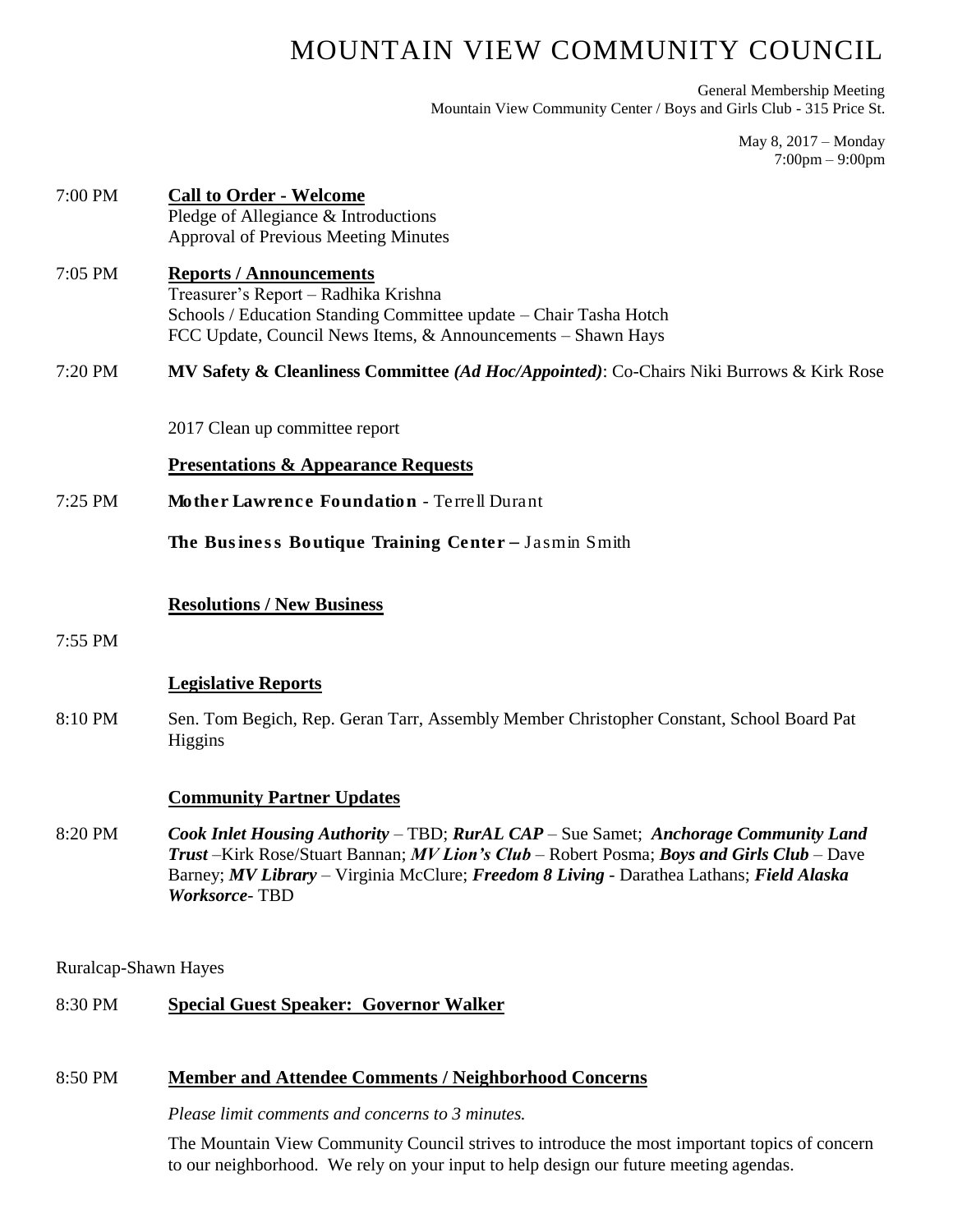# MOUNTAIN VIEW COMMUNITY COUNCIL

General Membership Meeting
Mountain View Community Center / Boys and Girls Club - 315 Price St.

May 8, 2017 – Monday
7:00pm – 9:00pm

7:00 PM **Call to Order - Welcome**
Pledge of Allegiance & Introductions
Approval of Previous Meeting Minutes

7:05 PM **Reports / Announcements**
Treasurer's Report – Radhika Krishna
Schools / Education Standing Committee update – Chair Tasha Hotch
FCC Update, Council News Items, & Announcements – Shawn Hays

7:20 PM **MV Safety & Cleanliness Committee *(Ad Hoc/Appointed)***: Co-Chairs Niki Burrows & Kirk Rose

2017 Clean up committee report

**Presentations & Appearance Requests**

7:25 PM **Mother Lawrence Foundation** - Terrell Durant

**The Business Boutique Training Center –** Jasmin Smith

**Resolutions / New Business**

7:55 PM

**Legislative Reports**

8:10 PM Sen. Tom Begich, Rep. Geran Tarr, Assembly Member Christopher Constant, School Board Pat Higgins

**Community Partner Updates**

8:20 PM ***Cook Inlet Housing Authority*** – TBD; ***RurAL CAP*** – Sue Samet; ***Anchorage Community Land Trust*** –Kirk Rose/Stuart Bannan; ***MV Lion's Club*** – Robert Posma; ***Boys and Girls Club*** – Dave Barney; ***MV Library*** – Virginia McClure; ***Freedom 8 Living*** - Darathea Lathans; ***Field Alaska Worksorce***- TBD

Ruralcap-Shawn Hayes

8:30 PM **Special Guest Speaker: Governor Walker**

8:50 PM **Member and Attendee Comments / Neighborhood Concerns**

*Please limit comments and concerns to 3 minutes.*

The Mountain View Community Council strives to introduce the most important topics of concern to our neighborhood. We rely on your input to help design our future meeting agendas.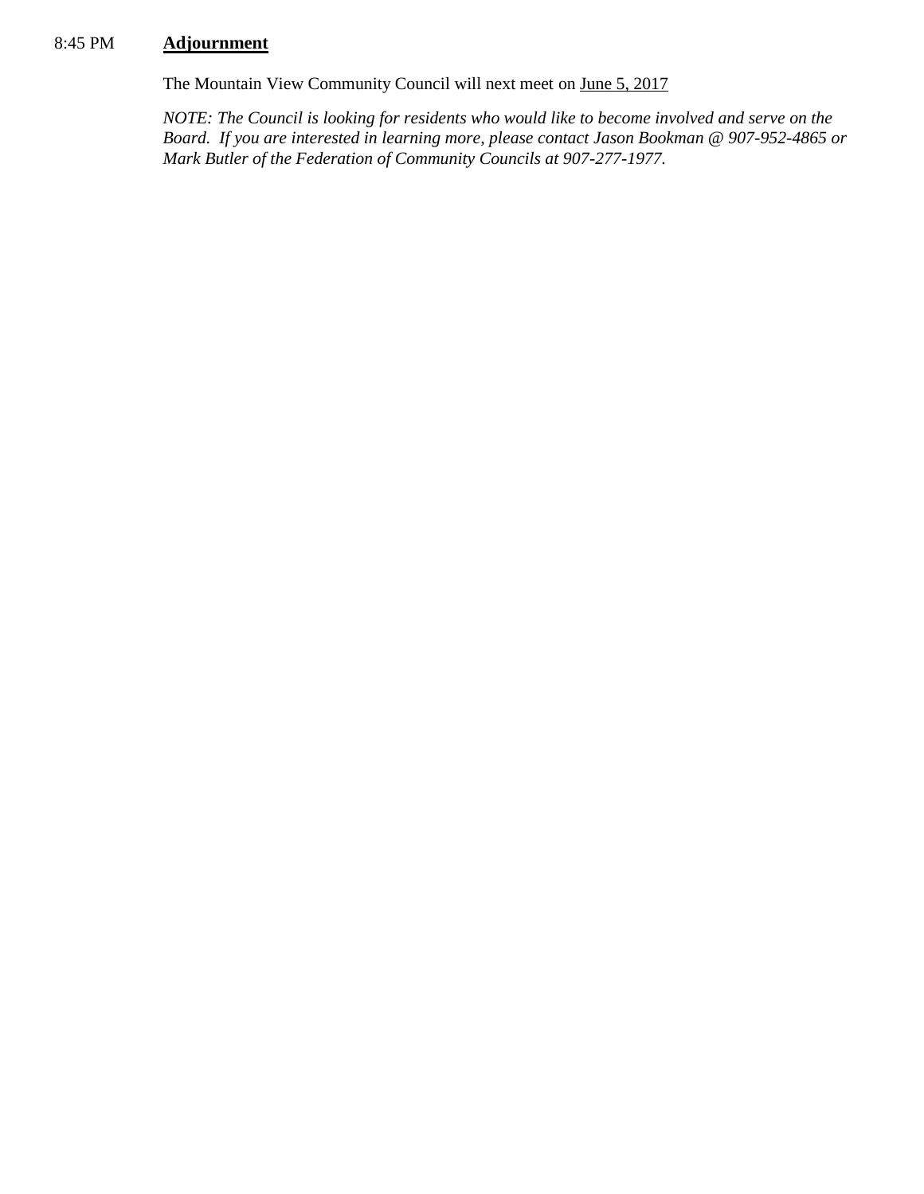8:45 PM **<u>Adjournment</u>**

The Mountain View Community Council will next meet on <u>June 5, 2017</u>

*NOTE: The Council is looking for residents who would like to become involved and serve on the Board. If you are interested in learning more, please contact Jason Bookman @ 907-952-4865 or Mark Butler of the Federation of Community Councils at 907-277-1977.*